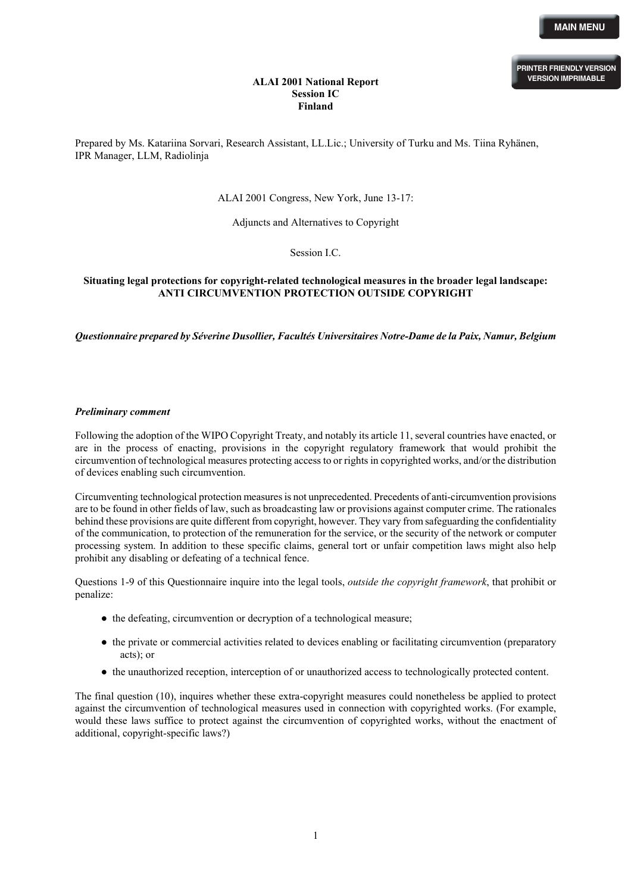**ALAI 2001 National Report**
**Session IC**
**Finland**

Prepared by Ms. Katariina Sorvari, Research Assistant, LL.Lic.; University of Turku and Ms. Tiina Ryhänen, IPR Manager, LLM, Radiolinja

ALAI 2001 Congress, New York, June 13-17:

Adjuncts and Alternatives to Copyright

Session I.C.

**Situating legal protections for copyright-related technological measures in the broader legal landscape: ANTI CIRCUMVENTION PROTECTION OUTSIDE COPYRIGHT**

***Questionnaire prepared by Séverine Dusollier, Facultés Universitaires Notre-Dame de la Paix, Namur, Belgium***

***Preliminary comment***

Following the adoption of the WIPO Copyright Treaty, and notably its article 11, several countries have enacted, or are in the process of enacting, provisions in the copyright regulatory framework that would prohibit the circumvention of technological measures protecting access to or rights in copyrighted works, and/or the distribution of devices enabling such circumvention.

Circumventing technological protection measures is not unprecedented. Precedents of anti-circumvention provisions are to be found in other fields of law, such as broadcasting law or provisions against computer crime. The rationales behind these provisions are quite different from copyright, however. They vary from safeguarding the confidentiality of the communication, to protection of the remuneration for the service, or the security of the network or computer processing system. In addition to these specific claims, general tort or unfair competition laws might also help prohibit any disabling or defeating of a technical fence.

Questions 1-9 of this Questionnaire inquire into the legal tools, *outside the copyright framework*, that prohibit or penalize:

- the defeating, circumvention or decryption of a technological measure;
- the private or commercial activities related to devices enabling or facilitating circumvention (preparatory acts); or
- the unauthorized reception, interception of or unauthorized access to technologically protected content.

The final question (10), inquires whether these extra-copyright measures could nonetheless be applied to protect against the circumvention of technological measures used in connection with copyrighted works. (For example, would these laws suffice to protect against the circumvention of copyrighted works, without the enactment of additional, copyright-specific laws?)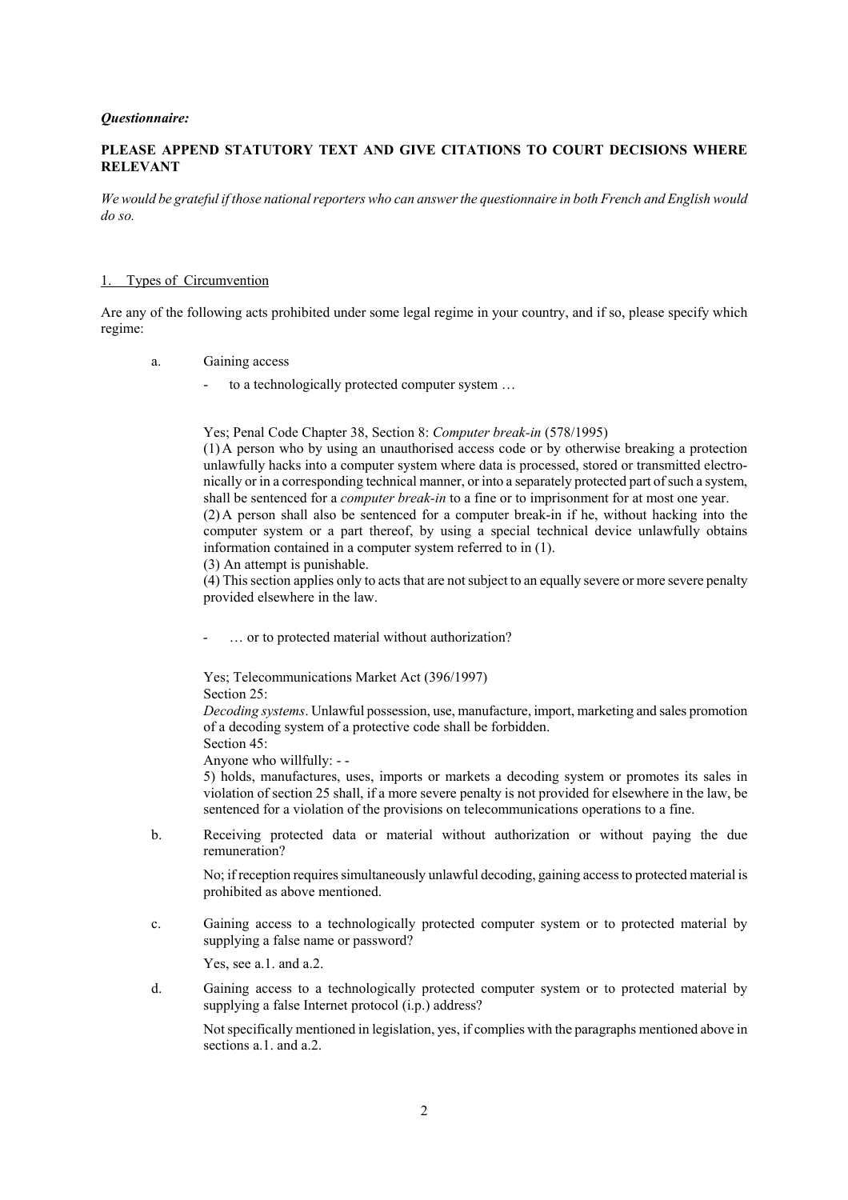***Questionnaire:***

**PLEASE APPEND STATUTORY TEXT AND GIVE CITATIONS TO COURT DECISIONS WHERE RELEVANT**

*We would be grateful if those national reporters who can answer the questionnaire in both French and English would do so.*

## 1. Types of Circumvention

Are any of the following acts prohibited under some legal regime in your country, and if so, please specify which regime:

a. Gaining access

- to a technologically protected computer system …

Yes; Penal Code Chapter 38, Section 8: *Computer break-in* (578/1995)

(1) A person who by using an unauthorised access code or by otherwise breaking a protection unlawfully hacks into a computer system where data is processed, stored or transmitted electronically or in a corresponding technical manner, or into a separately protected part of such a system, shall be sentenced for a *computer break-in* to a fine or to imprisonment for at most one year.

(2) A person shall also be sentenced for a computer break-in if he, without hacking into the computer system or a part thereof, by using a special technical device unlawfully obtains information contained in a computer system referred to in (1).

(3) An attempt is punishable.

(4) This section applies only to acts that are not subject to an equally severe or more severe penalty provided elsewhere in the law.

- … or to protected material without authorization?

Yes; Telecommunications Market Act (396/1997)

Section 25:

*Decoding systems*. Unlawful possession, use, manufacture, import, marketing and sales promotion of a decoding system of a protective code shall be forbidden.

Section 45:

Anyone who willfully: - -

5) holds, manufactures, uses, imports or markets a decoding system or promotes its sales in violation of section 25 shall, if a more severe penalty is not provided for elsewhere in the law, be sentenced for a violation of the provisions on telecommunications operations to a fine.

b. Receiving protected data or material without authorization or without paying the due remuneration?

No; if reception requires simultaneously unlawful decoding, gaining access to protected material is prohibited as above mentioned.

c. Gaining access to a technologically protected computer system or to protected material by supplying a false name or password?

Yes, see a.1. and a.2.

d. Gaining access to a technologically protected computer system or to protected material by supplying a false Internet protocol (i.p.) address?

Not specifically mentioned in legislation, yes, if complies with the paragraphs mentioned above in sections a.1. and a.2.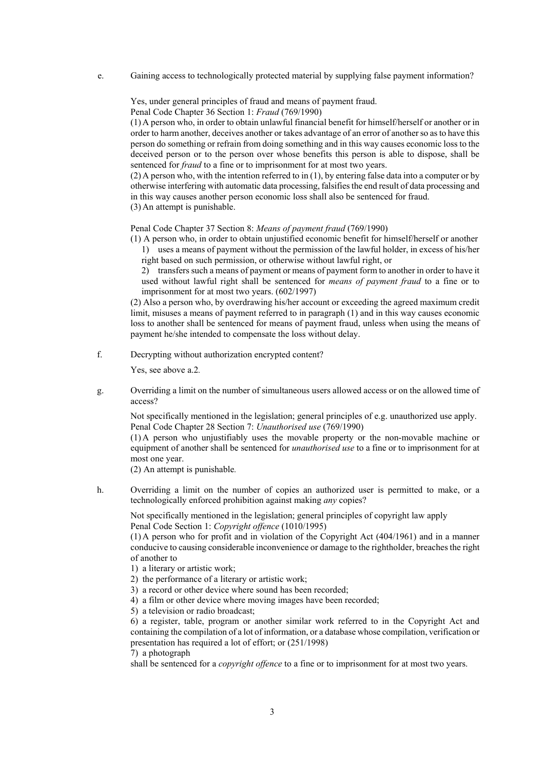e. Gaining access to technologically protected material by supplying false payment information?

Yes, under general principles of fraud and means of payment fraud.
Penal Code Chapter 36 Section 1: *Fraud* (769/1990)
(1) A person who, in order to obtain unlawful financial benefit for himself/herself or another or in order to harm another, deceives another or takes advantage of an error of another so as to have this person do something or refrain from doing something and in this way causes economic loss to the deceived person or to the person over whose benefits this person is able to dispose, shall be sentenced for *fraud* to a fine or to imprisonment for at most two years.
(2) A person who, with the intention referred to in (1), by entering false data into a computer or by otherwise interfering with automatic data processing, falsifies the end result of data processing and in this way causes another person economic loss shall also be sentenced for fraud.
(3) An attempt is punishable.

Penal Code Chapter 37 Section 8: *Means of payment fraud* (769/1990)
(1) A person who, in order to obtain unjustified economic benefit for himself/herself or another
1) uses a means of payment without the permission of the lawful holder, in excess of his/her right based on such permission, or otherwise without lawful right, or
2) transfers such a means of payment or means of payment form to another in order to have it used without lawful right shall be sentenced for *means of payment fraud* to a fine or to imprisonment for at most two years. (602/1997)
(2) Also a person who, by overdrawing his/her account or exceeding the agreed maximum credit limit, misuses a means of payment referred to in paragraph (1) and in this way causes economic loss to another shall be sentenced for means of payment fraud, unless when using the means of payment he/she intended to compensate the loss without delay.

f. Decrypting without authorization encrypted content?

Yes, see above a.2.

g. Overriding a limit on the number of simultaneous users allowed access or on the allowed time of access?

Not specifically mentioned in the legislation; general principles of e.g. unauthorized use apply.
Penal Code Chapter 28 Section 7: *Unauthorised use* (769/1990)
(1) A person who unjustifiably uses the movable property or the non-movable machine or equipment of another shall be sentenced for *unauthorised use* to a fine or to imprisonment for at most one year.
(2) An attempt is punishable.

h. Overriding a limit on the number of copies an authorized user is permitted to make, or a technologically enforced prohibition against making *any* copies?

Not specifically mentioned in the legislation; general principles of copyright law apply
Penal Code Section 1: *Copyright offence* (1010/1995)
(1) A person who for profit and in violation of the Copyright Act (404/1961) and in a manner conducive to causing considerable inconvenience or damage to the rightholder, breaches the right of another to
1) a literary or artistic work;
2) the performance of a literary or artistic work;
3) a record or other device where sound has been recorded;
4) a film or other device where moving images have been recorded;
5) a television or radio broadcast;
6) a register, table, program or another similar work referred to in the Copyright Act and containing the compilation of a lot of information, or a database whose compilation, verification or presentation has required a lot of effort; or (251/1998)
7) a photograph
shall be sentenced for a *copyright offence* to a fine or to imprisonment for at most two years.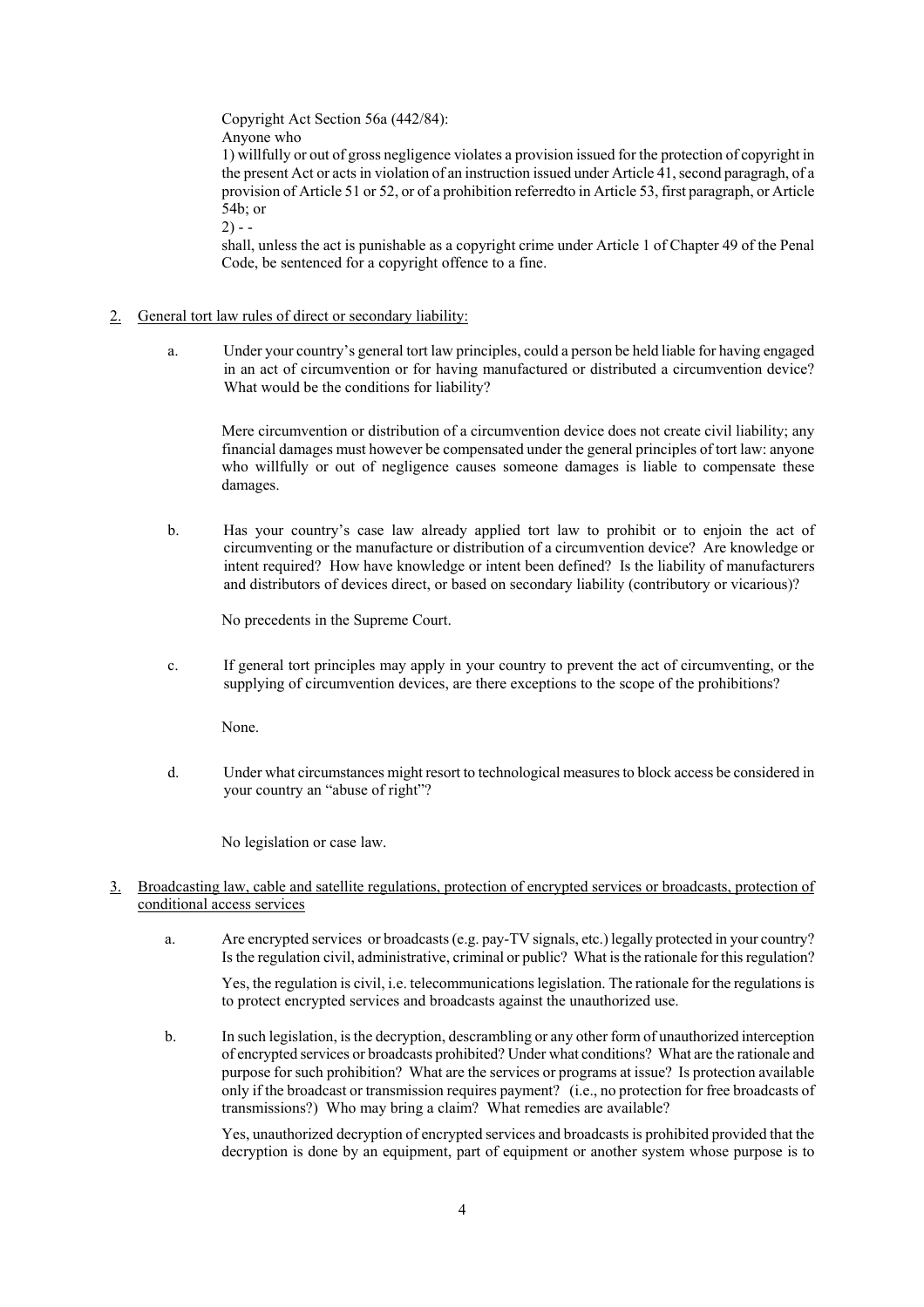Copyright Act Section 56a (442/84):

Anyone who

1) willfully or out of gross negligence violates a provision issued for the protection of copyright in the present Act or acts in violation of an instruction issued under Article 41, second paragragh, of a provision of Article 51 or 52, or of a prohibition referredto in Article 53, first paragraph, or Article 54b; or

2) - -

shall, unless the act is punishable as a copyright crime under Article 1 of Chapter 49 of the Penal Code, be sentenced for a copyright offence to a fine.

2. <u>General tort law rules of direct or secondary liability:</u>

a. Under your country's general tort law principles, could a person be held liable for having engaged in an act of circumvention or for having manufactured or distributed a circumvention device? What would be the conditions for liability?

Mere circumvention or distribution of a circumvention device does not create civil liability; any financial damages must however be compensated under the general principles of tort law: anyone who willfully or out of negligence causes someone damages is liable to compensate these damages.

b. Has your country's case law already applied tort law to prohibit or to enjoin the act of circumventing or the manufacture or distribution of a circumvention device? Are knowledge or intent required? How have knowledge or intent been defined? Is the liability of manufacturers and distributors of devices direct, or based on secondary liability (contributory or vicarious)?

No precedents in the Supreme Court.

c. If general tort principles may apply in your country to prevent the act of circumventing, or the supplying of circumvention devices, are there exceptions to the scope of the prohibitions?

None.

d. Under what circumstances might resort to technological measures to block access be considered in your country an "abuse of right"?

No legislation or case law.

3. <u>Broadcasting law, cable and satellite regulations, protection of encrypted services or broadcasts, protection of conditional access services</u>

a. Are encrypted services or broadcasts (e.g. pay-TV signals, etc.) legally protected in your country? Is the regulation civil, administrative, criminal or public? What is the rationale for this regulation?

Yes, the regulation is civil, i.e. telecommunications legislation. The rationale for the regulations is to protect encrypted services and broadcasts against the unauthorized use.

b. In such legislation, is the decryption, descrambling or any other form of unauthorized interception of encrypted services or broadcasts prohibited? Under what conditions? What are the rationale and purpose for such prohibition? What are the services or programs at issue? Is protection available only if the broadcast or transmission requires payment? (i.e., no protection for free broadcasts of transmissions?) Who may bring a claim? What remedies are available?

Yes, unauthorized decryption of encrypted services and broadcasts is prohibited provided that the decryption is done by an equipment, part of equipment or another system whose purpose is to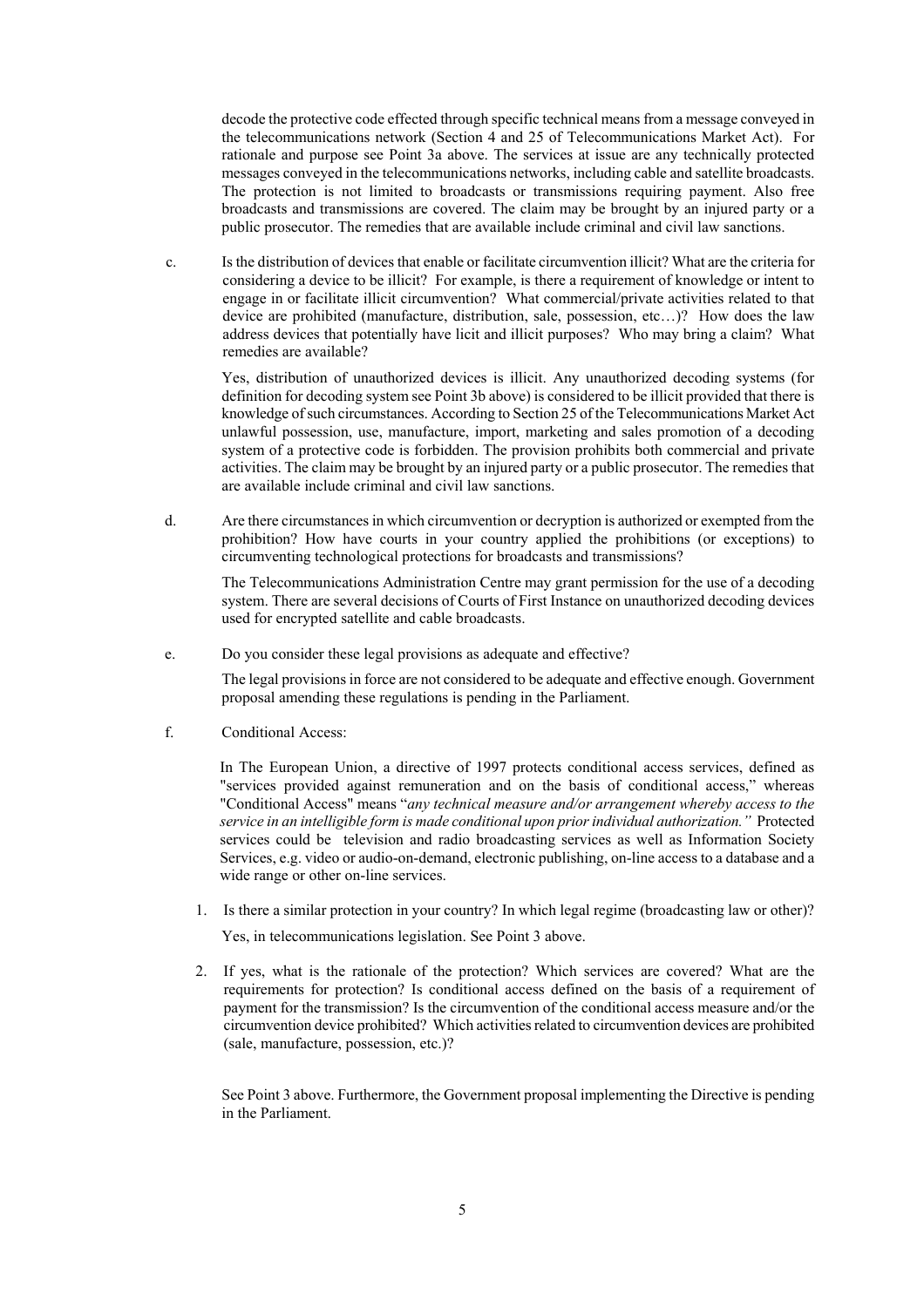decode the protective code effected through specific technical means from a message conveyed in the telecommunications network (Section 4 and 25 of Telecommunications Market Act). For rationale and purpose see Point 3a above. The services at issue are any technically protected messages conveyed in the telecommunications networks, including cable and satellite broadcasts. The protection is not limited to broadcasts or transmissions requiring payment. Also free broadcasts and transmissions are covered. The claim may be brought by an injured party or a public prosecutor. The remedies that are available include criminal and civil law sanctions.

c. Is the distribution of devices that enable or facilitate circumvention illicit? What are the criteria for considering a device to be illicit? For example, is there a requirement of knowledge or intent to engage in or facilitate illicit circumvention? What commercial/private activities related to that device are prohibited (manufacture, distribution, sale, possession, etc…)? How does the law address devices that potentially have licit and illicit purposes? Who may bring a claim? What remedies are available?

Yes, distribution of unauthorized devices is illicit. Any unauthorized decoding systems (for definition for decoding system see Point 3b above) is considered to be illicit provided that there is knowledge of such circumstances. According to Section 25 of the Telecommunications Market Act unlawful possession, use, manufacture, import, marketing and sales promotion of a decoding system of a protective code is forbidden. The provision prohibits both commercial and private activities. The claim may be brought by an injured party or a public prosecutor. The remedies that are available include criminal and civil law sanctions.

d. Are there circumstances in which circumvention or decryption is authorized or exempted from the prohibition? How have courts in your country applied the prohibitions (or exceptions) to circumventing technological protections for broadcasts and transmissions?

The Telecommunications Administration Centre may grant permission for the use of a decoding system. There are several decisions of Courts of First Instance on unauthorized decoding devices used for encrypted satellite and cable broadcasts.

e. Do you consider these legal provisions as adequate and effective?

The legal provisions in force are not considered to be adequate and effective enough. Government proposal amending these regulations is pending in the Parliament.

f. Conditional Access:

In The European Union, a directive of 1997 protects conditional access services, defined as "services provided against remuneration and on the basis of conditional access," whereas "Conditional Access" means "*any technical measure and/or arrangement whereby access to the service in an intelligible form is made conditional upon prior individual authorization.*" Protected services could be television and radio broadcasting services as well as Information Society Services, e.g. video or audio-on-demand, electronic publishing, on-line access to a database and a wide range or other on-line services.

1. Is there a similar protection in your country? In which legal regime (broadcasting law or other)?

   Yes, in telecommunications legislation. See Point 3 above.

2. If yes, what is the rationale of the protection? Which services are covered? What are the requirements for protection? Is conditional access defined on the basis of a requirement of payment for the transmission? Is the circumvention of the conditional access measure and/or the circumvention device prohibited? Which activities related to circumvention devices are prohibited (sale, manufacture, possession, etc.)?

   See Point 3 above. Furthermore, the Government proposal implementing the Directive is pending in the Parliament.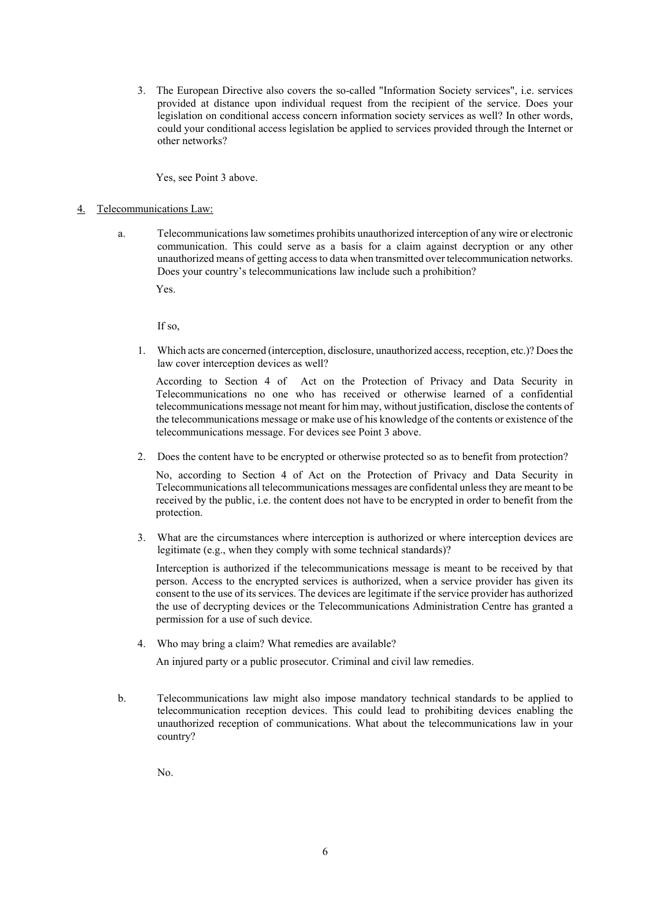3. The European Directive also covers the so-called "Information Society services", i.e. services provided at distance upon individual request from the recipient of the service. Does your legislation on conditional access concern information society services as well? In other words, could your conditional access legislation be applied to services provided through the Internet or other networks?

   Yes, see Point 3 above.

4. <u>Telecommunications Law:</u>

   a. Telecommunications law sometimes prohibits unauthorized interception of any wire or electronic communication. This could serve as a basis for a claim against decryption or any other unauthorized means of getting access to data when transmitted over telecommunication networks. Does your country's telecommunications law include such a prohibition?

      Yes.

      If so,

      1. Which acts are concerned (interception, disclosure, unauthorized access, reception, etc.)? Does the law cover interception devices as well?

         According to Section 4 of Act on the Protection of Privacy and Data Security in Telecommunications no one who has received or otherwise learned of a confidential telecommunications message not meant for him may, without justification, disclose the contents of the telecommunications message or make use of his knowledge of the contents or existence of the telecommunications message. For devices see Point 3 above.

      2. Does the content have to be encrypted or otherwise protected so as to benefit from protection?

         No, according to Section 4 of Act on the Protection of Privacy and Data Security in Telecommunications all telecommunications messages are confidental unless they are meant to be received by the public, i.e. the content does not have to be encrypted in order to benefit from the protection.

      3. What are the circumstances where interception is authorized or where interception devices are legitimate (e.g., when they comply with some technical standards)?

         Interception is authorized if the telecommunications message is meant to be received by that person. Access to the encrypted services is authorized, when a service provider has given its consent to the use of its services. The devices are legitimate if the service provider has authorized the use of decrypting devices or the Telecommunications Administration Centre has granted a permission for a use of such device.

      4. Who may bring a claim? What remedies are available?

         An injured party or a public prosecutor. Criminal and civil law remedies.

   b. Telecommunications law might also impose mandatory technical standards to be applied to telecommunication reception devices. This could lead to prohibiting devices enabling the unauthorized reception of communications. What about the telecommunications law in your country?

      No.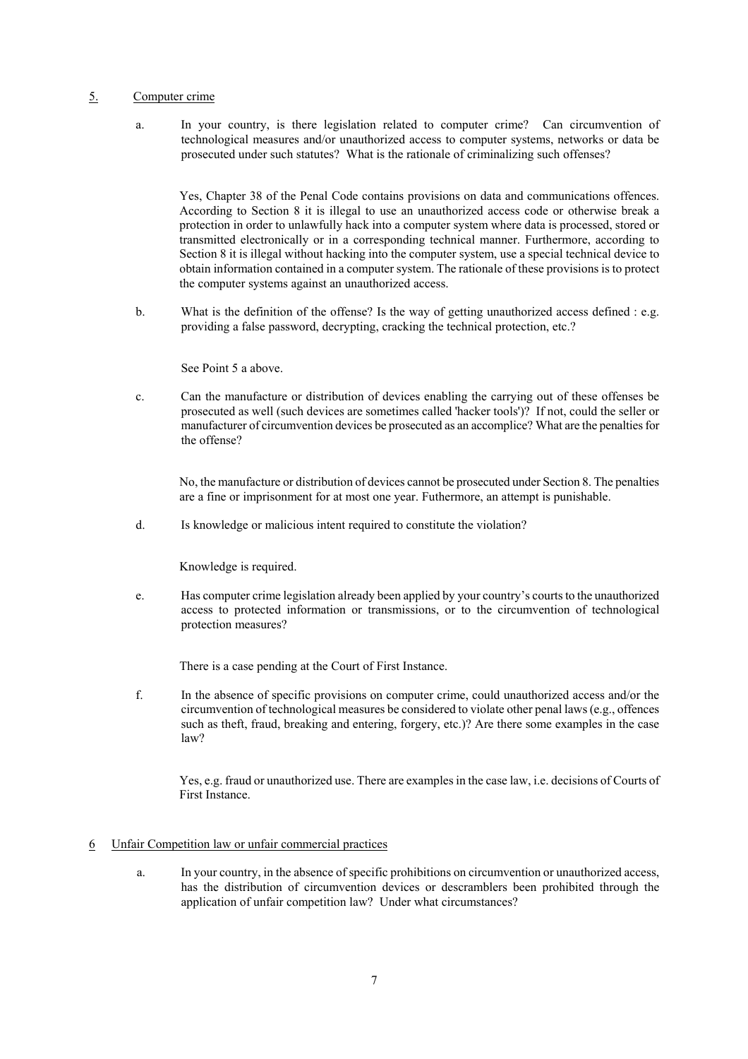## 5. Computer crime

a. In your country, is there legislation related to computer crime? Can circumvention of technological measures and/or unauthorized access to computer systems, networks or data be prosecuted under such statutes? What is the rationale of criminalizing such offenses?

Yes, Chapter 38 of the Penal Code contains provisions on data and communications offences. According to Section 8 it is illegal to use an unauthorized access code or otherwise break a protection in order to unlawfully hack into a computer system where data is processed, stored or transmitted electronically or in a corresponding technical manner. Furthermore, according to Section 8 it is illegal without hacking into the computer system, use a special technical device to obtain information contained in a computer system. The rationale of these provisions is to protect the computer systems against an unauthorized access.

b. What is the definition of the offense? Is the way of getting unauthorized access defined : e.g. providing a false password, decrypting, cracking the technical protection, etc.?

See Point 5 a above.

c. Can the manufacture or distribution of devices enabling the carrying out of these offenses be prosecuted as well (such devices are sometimes called 'hacker tools')? If not, could the seller or manufacturer of circumvention devices be prosecuted as an accomplice? What are the penalties for the offense?

No, the manufacture or distribution of devices cannot be prosecuted under Section 8. The penalties are a fine or imprisonment for at most one year. Futhermore, an attempt is punishable.

d. Is knowledge or malicious intent required to constitute the violation?

Knowledge is required.

e. Has computer crime legislation already been applied by your country's courts to the unauthorized access to protected information or transmissions, or to the circumvention of technological protection measures?

There is a case pending at the Court of First Instance.

f. In the absence of specific provisions on computer crime, could unauthorized access and/or the circumvention of technological measures be considered to violate other penal laws (e.g., offences such as theft, fraud, breaking and entering, forgery, etc.)? Are there some examples in the case law?

Yes, e.g. fraud or unauthorized use. There are examples in the case law, i.e. decisions of Courts of First Instance.

## 6 Unfair Competition law or unfair commercial practices

a. In your country, in the absence of specific prohibitions on circumvention or unauthorized access, has the distribution of circumvention devices or descramblers been prohibited through the application of unfair competition law? Under what circumstances?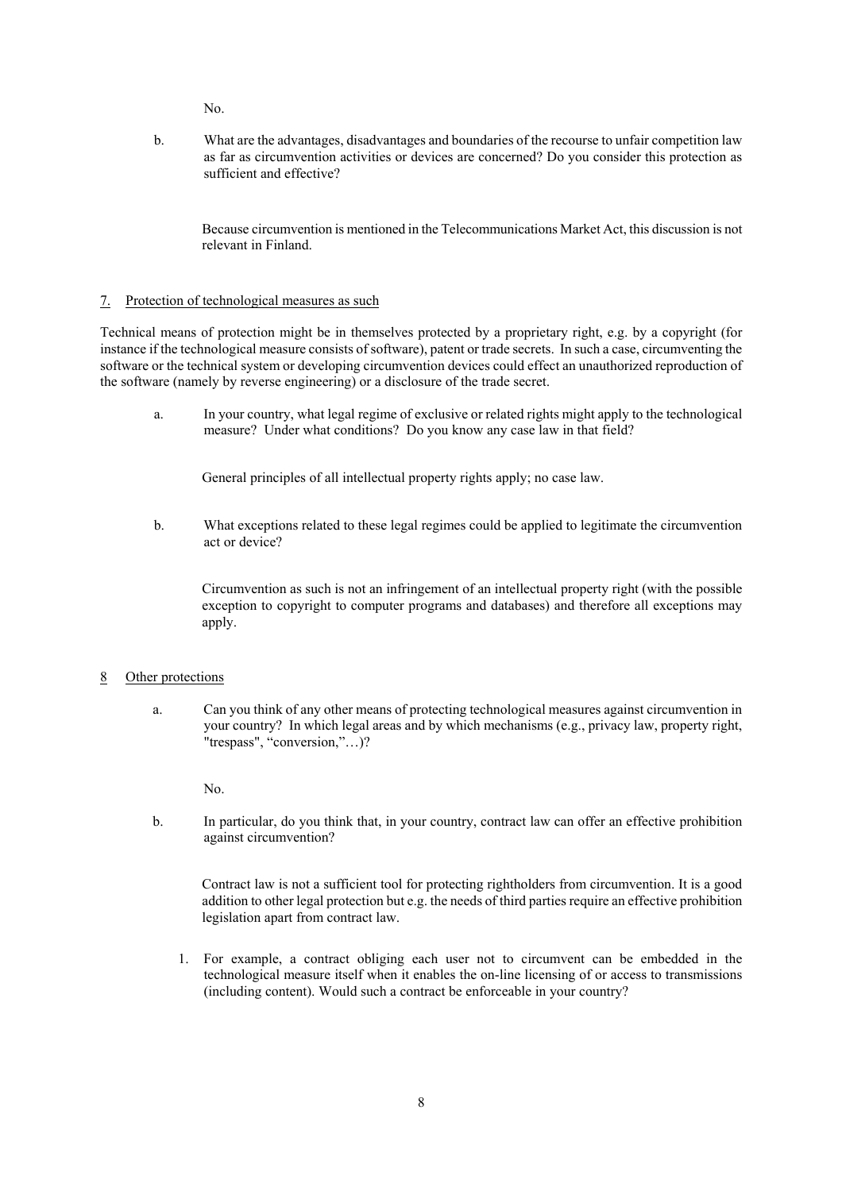No.

b. What are the advantages, disadvantages and boundaries of the recourse to unfair competition law as far as circumvention activities or devices are concerned? Do you consider this protection as sufficient and effective?

Because circumvention is mentioned in the Telecommunications Market Act, this discussion is not relevant in Finland.

## 7. Protection of technological measures as such

Technical means of protection might be in themselves protected by a proprietary right, e.g. by a copyright (for instance if the technological measure consists of software), patent or trade secrets. In such a case, circumventing the software or the technical system or developing circumvention devices could effect an unauthorized reproduction of the software (namely by reverse engineering) or a disclosure of the trade secret.

a. In your country, what legal regime of exclusive or related rights might apply to the technological measure? Under what conditions? Do you know any case law in that field?

General principles of all intellectual property rights apply; no case law.

b. What exceptions related to these legal regimes could be applied to legitimate the circumvention act or device?

Circumvention as such is not an infringement of an intellectual property right (with the possible exception to copyright to computer programs and databases) and therefore all exceptions may apply.

## 8 Other protections

a. Can you think of any other means of protecting technological measures against circumvention in your country? In which legal areas and by which mechanisms (e.g., privacy law, property right, "trespass", "conversion,"…)?

No.

b. In particular, do you think that, in your country, contract law can offer an effective prohibition against circumvention?

Contract law is not a sufficient tool for protecting rightholders from circumvention. It is a good addition to other legal protection but e.g. the needs of third parties require an effective prohibition legislation apart from contract law.

1. For example, a contract obliging each user not to circumvent can be embedded in the technological measure itself when it enables the on-line licensing of or access to transmissions (including content). Would such a contract be enforceable in your country?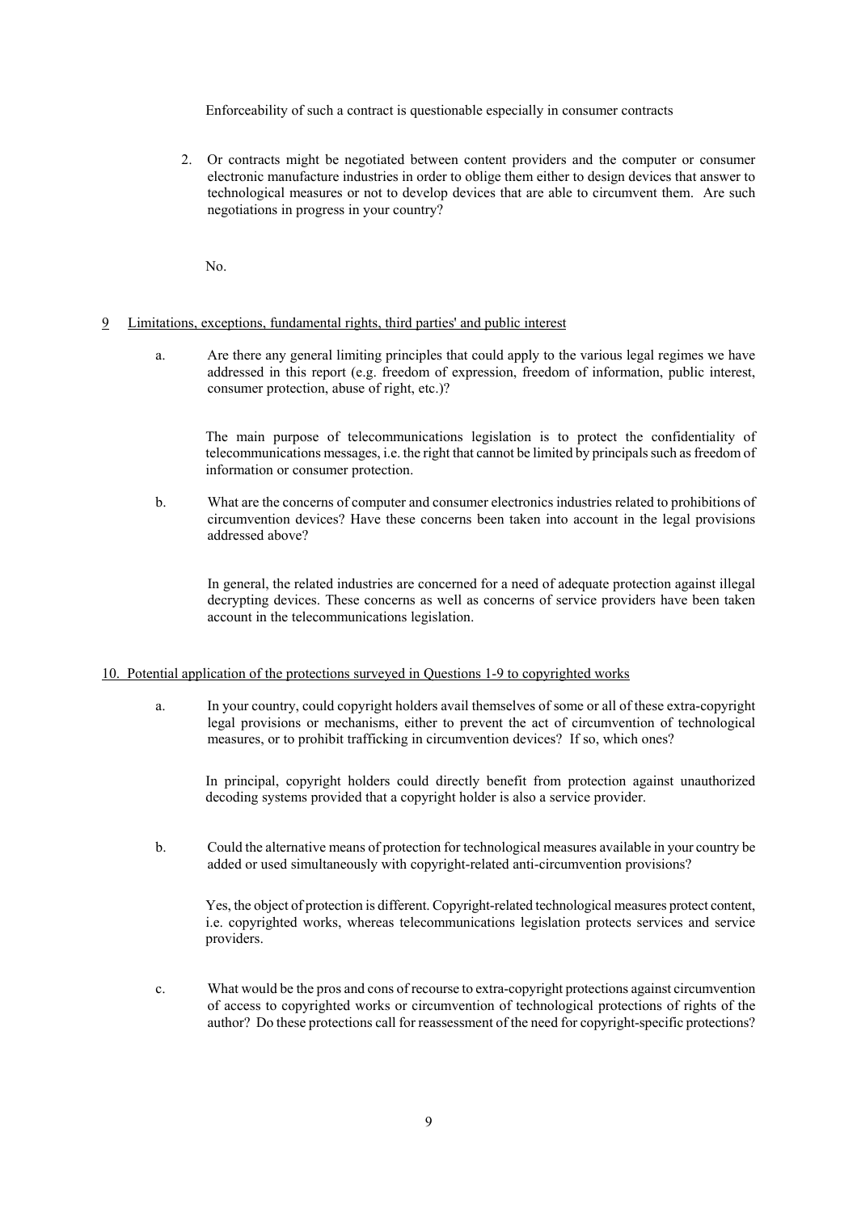Enforceability of such a contract is questionable especially in consumer contracts

2. Or contracts might be negotiated between content providers and the computer or consumer electronic manufacture industries in order to oblige them either to design devices that answer to technological measures or not to develop devices that are able to circumvent them. Are such negotiations in progress in your country?

   No.

## 9 Limitations, exceptions, fundamental rights, third parties' and public interest

a. Are there any general limiting principles that could apply to the various legal regimes we have addressed in this report (e.g. freedom of expression, freedom of information, public interest, consumer protection, abuse of right, etc.)?

   The main purpose of telecommunications legislation is to protect the confidentiality of telecommunications messages, i.e. the right that cannot be limited by principals such as freedom of information or consumer protection.

b. What are the concerns of computer and consumer electronics industries related to prohibitions of circumvention devices? Have these concerns been taken into account in the legal provisions addressed above?

   In general, the related industries are concerned for a need of adequate protection against illegal decrypting devices. These concerns as well as concerns of service providers have been taken account in the telecommunications legislation.

## 10. Potential application of the protections surveyed in Questions 1-9 to copyrighted works

a. In your country, could copyright holders avail themselves of some or all of these extra-copyright legal provisions or mechanisms, either to prevent the act of circumvention of technological measures, or to prohibit trafficking in circumvention devices? If so, which ones?

   In principal, copyright holders could directly benefit from protection against unauthorized decoding systems provided that a copyright holder is also a service provider.

b. Could the alternative means of protection for technological measures available in your country be added or used simultaneously with copyright-related anti-circumvention provisions?

   Yes, the object of protection is different. Copyright-related technological measures protect content, i.e. copyrighted works, whereas telecommunications legislation protects services and service providers.

c. What would be the pros and cons of recourse to extra-copyright protections against circumvention of access to copyrighted works or circumvention of technological protections of rights of the author? Do these protections call for reassessment of the need for copyright-specific protections?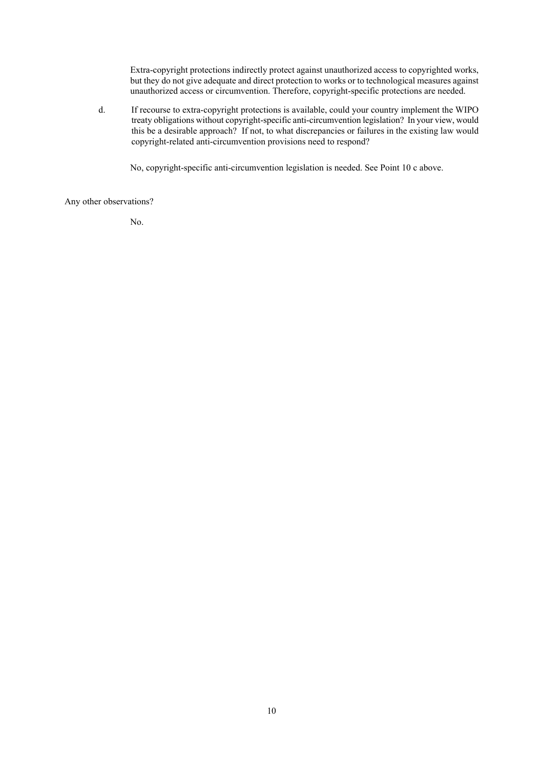Extra-copyright protections indirectly protect against unauthorized access to copyrighted works, but they do not give adequate and direct protection to works or to technological measures against unauthorized access or circumvention. Therefore, copyright-specific protections are needed.

d. If recourse to extra-copyright protections is available, could your country implement the WIPO treaty obligations without copyright-specific anti-circumvention legislation? In your view, would this be a desirable approach? If not, to what discrepancies or failures in the existing law would copyright-related anti-circumvention provisions need to respond?

No, copyright-specific anti-circumvention legislation is needed. See Point 10 c above.

Any other observations?

No.